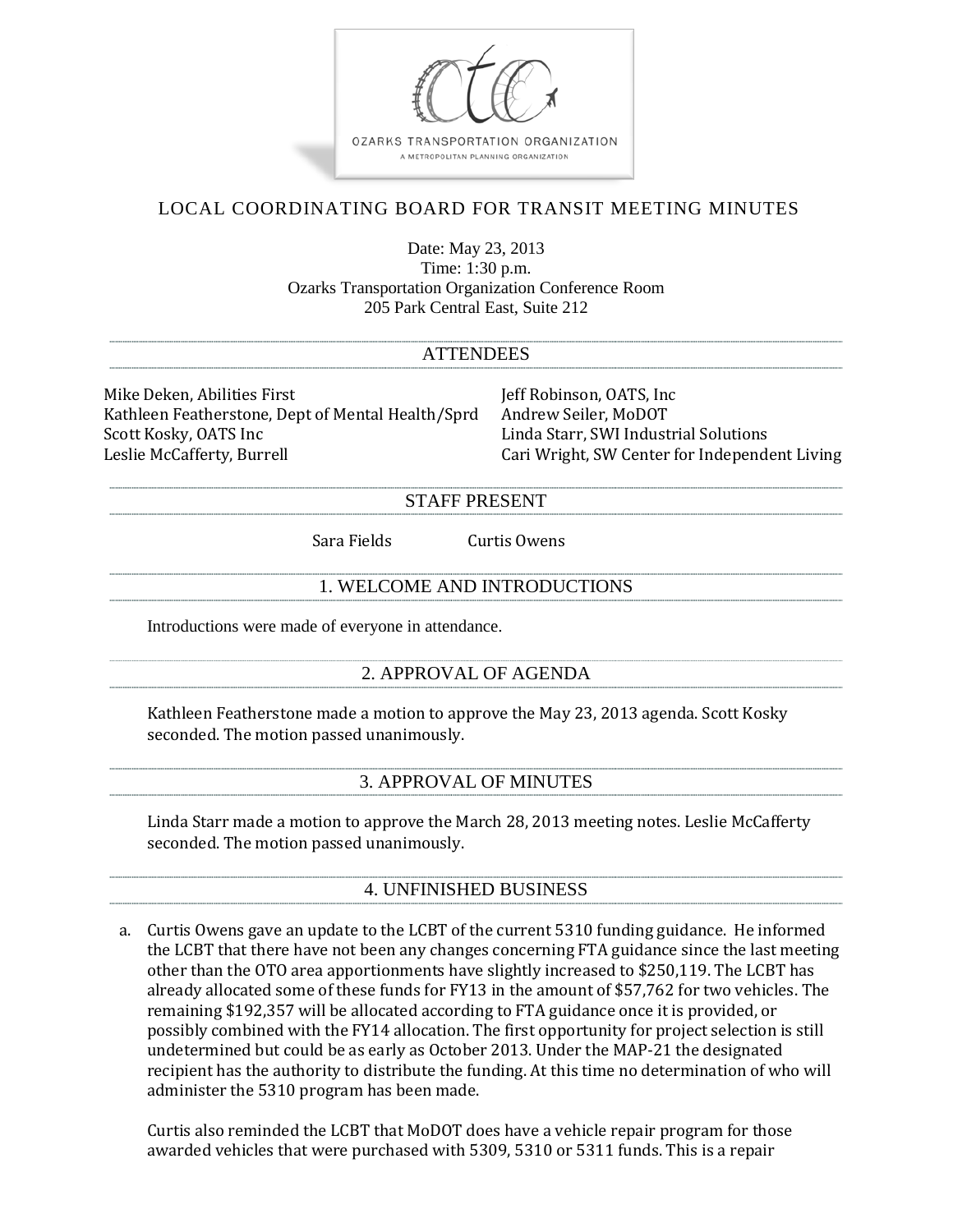OZARKS TRANSPORTATION ORGANIZATION

A METROPOLITAN PLANNING ORGANIZATION

# LOCAL COORDINATING BOARD FOR TRANSIT MEETING MINUTES

Date: May 23, 2013
Time: 1:30 p.m.
Ozarks Transportation Organization Conference Room
205 Park Central East, Suite 212

## ATTENDEES

Mike Deken, Abilities First
Kathleen Featherstone, Dept of Mental Health/Sprd
Scott Kosky, OATS Inc
Leslie McCafferty, Burrell
Jeff Robinson, OATS, Inc
Andrew Seiler, MoDOT
Linda Starr, SWI Industrial Solutions
Cari Wright, SW Center for Independent Living

## STAFF PRESENT

Sara Fields
Curtis Owens

## 1. WELCOME AND INTRODUCTIONS

Introductions were made of everyone in attendance.

## 2. APPROVAL OF AGENDA

Kathleen Featherstone made a motion to approve the May 23, 2013 agenda. Scott Kosky seconded. The motion passed unanimously.

## 3. APPROVAL OF MINUTES

Linda Starr made a motion to approve the March 28, 2013 meeting notes. Leslie McCafferty seconded. The motion passed unanimously.

## 4. UNFINISHED BUSINESS

a. Curtis Owens gave an update to the LCBT of the current 5310 funding guidance. He informed the LCBT that there have not been any changes concerning FTA guidance since the last meeting other than the OTO area apportionments have slightly increased to $250,119. The LCBT has already allocated some of these funds for FY13 in the amount of $57,762 for two vehicles. The remaining $192,357 will be allocated according to FTA guidance once it is provided, or possibly combined with the FY14 allocation. The first opportunity for project selection is still undetermined but could be as early as October 2013. Under the MAP-21 the designated recipient has the authority to distribute the funding. At this time no determination of who will administer the 5310 program has been made.

   Curtis also reminded the LCBT that MoDOT does have a vehicle repair program for those awarded vehicles that were purchased with 5309, 5310 or 5311 funds. This is a repair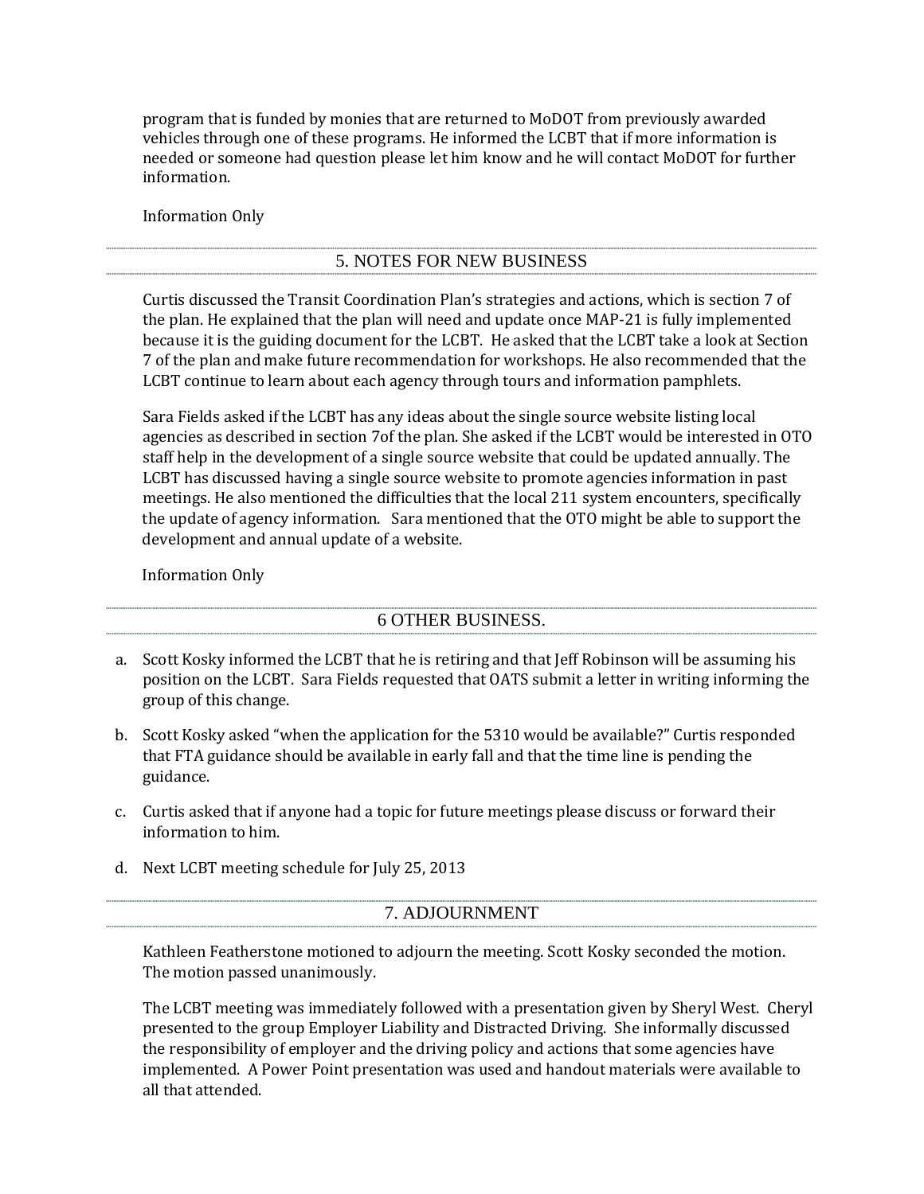program that is funded by monies that are returned to MoDOT from previously awarded vehicles through one of these programs. He informed the LCBT that if more information is needed or someone had question please let him know and he will contact MoDOT for further information.

Information Only

## 5. NOTES FOR NEW BUSINESS

Curtis discussed the Transit Coordination Plan's strategies and actions, which is section 7 of the plan. He explained that the plan will need and update once MAP-21 is fully implemented because it is the guiding document for the LCBT. He asked that the LCBT take a look at Section 7 of the plan and make future recommendation for workshops. He also recommended that the LCBT continue to learn about each agency through tours and information pamphlets.

Sara Fields asked if the LCBT has any ideas about the single source website listing local agencies as described in section 7of the plan. She asked if the LCBT would be interested in OTO staff help in the development of a single source website that could be updated annually. The LCBT has discussed having a single source website to promote agencies information in past meetings. He also mentioned the difficulties that the local 211 system encounters, specifically the update of agency information. Sara mentioned that the OTO might be able to support the development and annual update of a website.

Information Only

## 6 OTHER BUSINESS.

a. Scott Kosky informed the LCBT that he is retiring and that Jeff Robinson will be assuming his position on the LCBT. Sara Fields requested that OATS submit a letter in writing informing the group of this change.

b. Scott Kosky asked "when the application for the 5310 would be available?" Curtis responded that FTA guidance should be available in early fall and that the time line is pending the guidance.

c. Curtis asked that if anyone had a topic for future meetings please discuss or forward their information to him.

d. Next LCBT meeting schedule for July 25, 2013

## 7. ADJOURNMENT

Kathleen Featherstone motioned to adjourn the meeting. Scott Kosky seconded the motion. The motion passed unanimously.

The LCBT meeting was immediately followed with a presentation given by Sheryl West. Cheryl presented to the group Employer Liability and Distracted Driving. She informally discussed the responsibility of employer and the driving policy and actions that some agencies have implemented. A Power Point presentation was used and handout materials were available to all that attended.